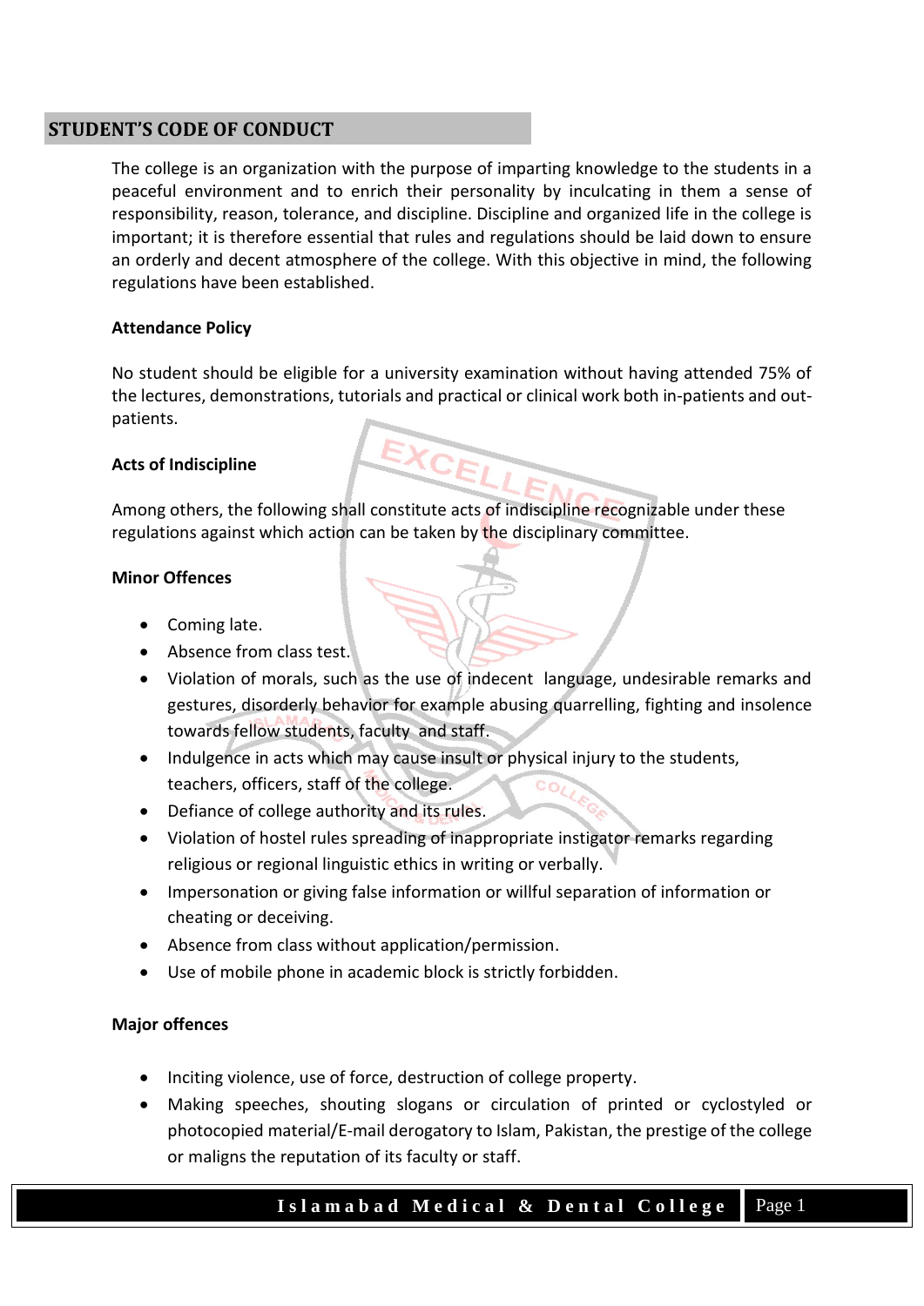## STUDENT'S CODE OF CONDUCT

The college is an organization with the purpose of imparting knowledge to the students in a peaceful environment and to enrich their personality by inculcating in them a sense of responsibility, reason, tolerance, and discipline. Discipline and organized life in the college is important; it is therefore essential that rules and regulations should be laid down to ensure an orderly and decent atmosphere of the college. With this objective in mind, the following regulations have been established.

**Attendance Policy**

No student should be eligible for a university examination without having attended 75% of the lectures, demonstrations, tutorials and practical or clinical work both in-patients and out-patients.

**Acts of Indiscipline**

Among others, the following shall constitute acts of indiscipline recognizable under these regulations against which action can be taken by the disciplinary committee.

**Minor Offences**

- Coming late.
- Absence from class test.
- Violation of morals, such as the use of indecent language, undesirable remarks and gestures, disorderly behavior for example abusing quarrelling, fighting and insolence towards fellow students, faculty and staff.
- Indulgence in acts which may cause insult or physical injury to the students, teachers, officers, staff of the college.
- Defiance of college authority and its rules.
- Violation of hostel rules spreading of inappropriate instigator remarks regarding religious or regional linguistic ethics in writing or verbally.
- Impersonation or giving false information or willful separation of information or cheating or deceiving.
- Absence from class without application/permission.
- Use of mobile phone in academic block is strictly forbidden.

**Major offences**

- Inciting violence, use of force, destruction of college property.
- Making speeches, shouting slogans or circulation of printed or cyclostyled or photocopied material/E-mail derogatory to Islam, Pakistan, the prestige of the college or maligns the reputation of its faculty or staff.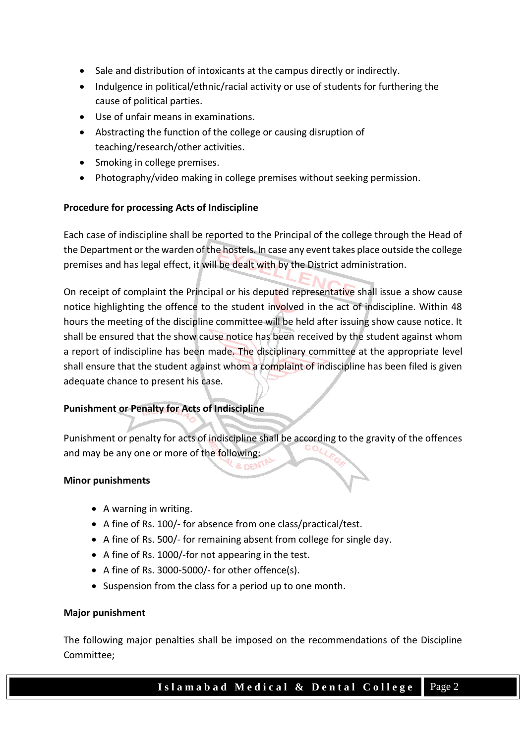- Sale and distribution of intoxicants at the campus directly or indirectly.
- Indulgence in political/ethnic/racial activity or use of students for furthering the cause of political parties.
- Use of unfair means in examinations.
- Abstracting the function of the college or causing disruption of teaching/research/other activities.
- Smoking in college premises.
- Photography/video making in college premises without seeking permission.

**Procedure for processing Acts of Indiscipline**

Each case of indiscipline shall be reported to the Principal of the college through the Head of the Department or the warden of the hostels. In case any event takes place outside the college premises and has legal effect, it will be dealt with by the District administration.

On receipt of complaint the Principal or his deputed representative shall issue a show cause notice highlighting the offence to the student involved in the act of indiscipline. Within 48 hours the meeting of the discipline committee will be held after issuing show cause notice. It shall be ensured that the show cause notice has been received by the student against whom a report of indiscipline has been made. The disciplinary committee at the appropriate level shall ensure that the student against whom a complaint of indiscipline has been filed is given adequate chance to present his case.

**Punishment or Penalty for Acts of Indiscipline**

Punishment or penalty for acts of indiscipline shall be according to the gravity of the offences and may be any one or more of the following:

**Minor punishments**

- A warning in writing.
- A fine of Rs. 100/- for absence from one class/practical/test.
- A fine of Rs. 500/- for remaining absent from college for single day.
- A fine of Rs. 1000/-for not appearing in the test.
- A fine of Rs. 3000-5000/- for other offence(s).
- Suspension from the class for a period up to one month.

**Major punishment**

The following major penalties shall be imposed on the recommendations of the Discipline Committee;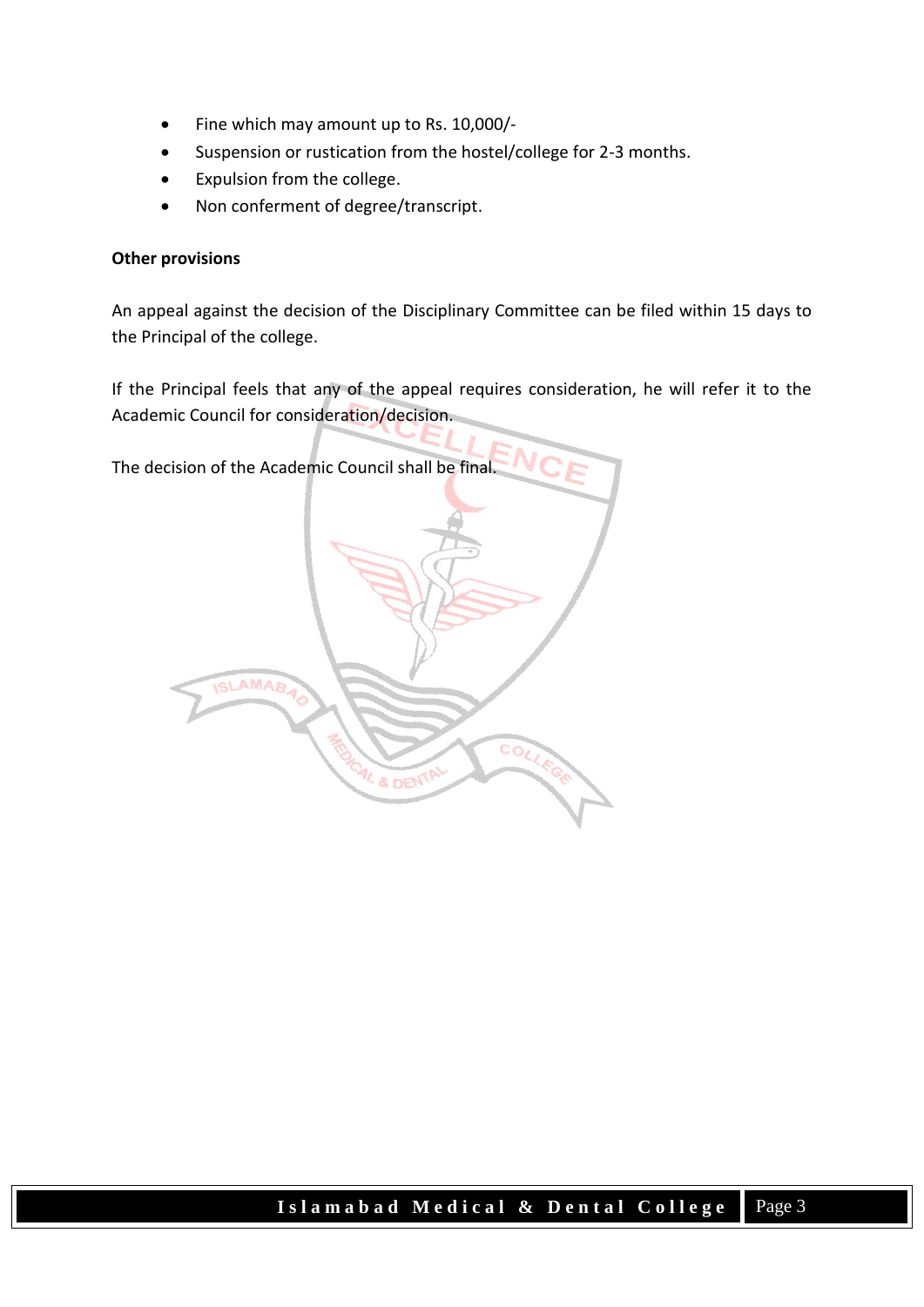- Fine which may amount up to Rs. 10,000/-
- Suspension or rustication from the hostel/college for 2-3 months.
- Expulsion from the college.
- Non conferment of degree/transcript.

**Other provisions**

An appeal against the decision of the Disciplinary Committee can be filed within 15 days to the Principal of the college.

If the Principal feels that any of the appeal requires consideration, he will refer it to the Academic Council for consideration/decision.

The decision of the Academic Council shall be final.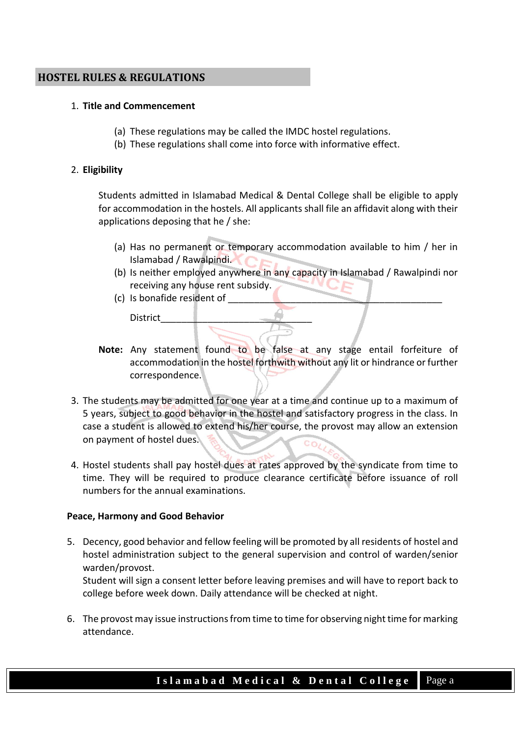## HOSTEL RULES & REGULATIONS

1. **Title and Commencement**

   (a) These regulations may be called the IMDC hostel regulations.
   (b) These regulations shall come into force with informative effect.

2. **Eligibility**

   Students admitted in Islamabad Medical & Dental College shall be eligible to apply for accommodation in the hostels. All applicants shall file an affidavit along with their applications deposing that he / she:

   (a) Has no permanent or temporary accommodation available to him / her in Islamabad / Rawalpindi.
   (b) Is neither employed anywhere in any capacity in Islamabad / Rawalpindi nor receiving any house rent subsidy.
   (c) Is bonafide resident of ____________________________________________

   District______________________________

   **Note:** Any statement found to be false at any stage entail forfeiture of accommodation in the hostel forthwith without any lit or hindrance or further correspondence.

3. The students may be admitted for one year at a time and continue up to a maximum of 5 years, subject to good behavior in the hostel and satisfactory progress in the class. In case a student is allowed to extend his/her course, the provost may allow an extension on payment of hostel dues.

4. Hostel students shall pay hostel dues at rates approved by the syndicate from time to time. They will be required to produce clearance certificate before issuance of roll numbers for the annual examinations.

**Peace, Harmony and Good Behavior**

5. Decency, good behavior and fellow feeling will be promoted by all residents of hostel and hostel administration subject to the general supervision and control of warden/senior warden/provost.
   Student will sign a consent letter before leaving premises and will have to report back to college before week down. Daily attendance will be checked at night.

6. The provost may issue instructions from time to time for observing night time for marking attendance.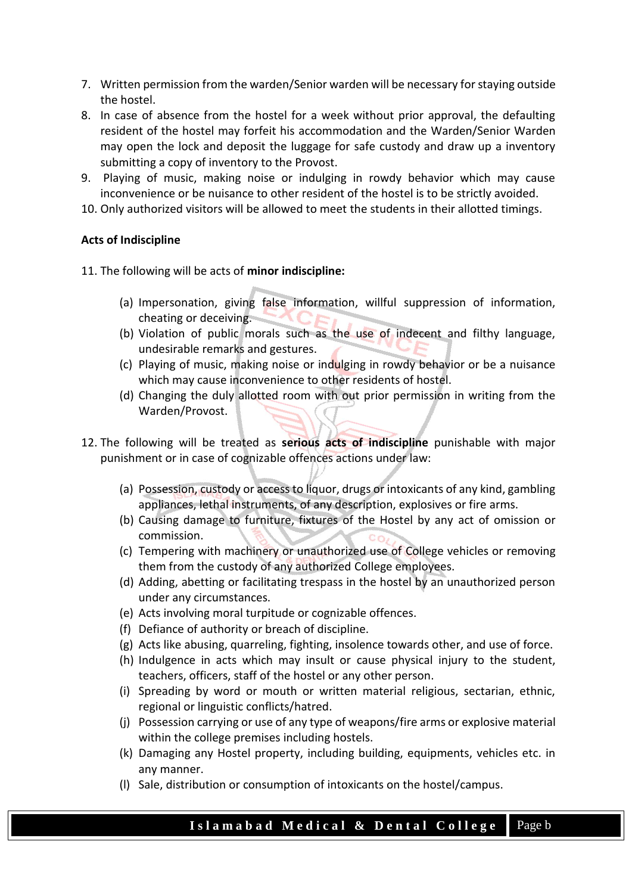7. Written permission from the warden/Senior warden will be necessary for staying outside the hostel.
8. In case of absence from the hostel for a week without prior approval, the defaulting resident of the hostel may forfeit his accommodation and the Warden/Senior Warden may open the lock and deposit the luggage for safe custody and draw up a inventory submitting a copy of inventory to the Provost.
9. Playing of music, making noise or indulging in rowdy behavior which may cause inconvenience or be nuisance to other resident of the hostel is to be strictly avoided.
10. Only authorized visitors will be allowed to meet the students in their allotted timings.

**Acts of Indiscipline**

11. The following will be acts of **minor indiscipline:**

    (a) Impersonation, giving false information, willful suppression of information, cheating or deceiving.
    (b) Violation of public morals such as the use of indecent and filthy language, undesirable remarks and gestures.
    (c) Playing of music, making noise or indulging in rowdy behavior or be a nuisance which may cause inconvenience to other residents of hostel.
    (d) Changing the duly allotted room with out prior permission in writing from the Warden/Provost.

12. The following will be treated as **serious acts of indiscipline** punishable with major punishment or in case of cognizable offences actions under law:

    (a) Possession, custody or access to liquor, drugs or intoxicants of any kind, gambling appliances, lethal instruments, of any description, explosives or fire arms.
    (b) Causing damage to furniture, fixtures of the Hostel by any act of omission or commission.
    (c) Tempering with machinery or unauthorized use of College vehicles or removing them from the custody of any authorized College employees.
    (d) Adding, abetting or facilitating trespass in the hostel by an unauthorized person under any circumstances.
    (e) Acts involving moral turpitude or cognizable offences.
    (f) Defiance of authority or breach of discipline.
    (g) Acts like abusing, quarreling, fighting, insolence towards other, and use of force.
    (h) Indulgence in acts which may insult or cause physical injury to the student, teachers, officers, staff of the hostel or any other person.
    (i) Spreading by word or mouth or written material religious, sectarian, ethnic, regional or linguistic conflicts/hatred.
    (j) Possession carrying or use of any type of weapons/fire arms or explosive material within the college premises including hostels.
    (k) Damaging any Hostel property, including building, equipments, vehicles etc. in any manner.
    (l) Sale, distribution or consumption of intoxicants on the hostel/campus.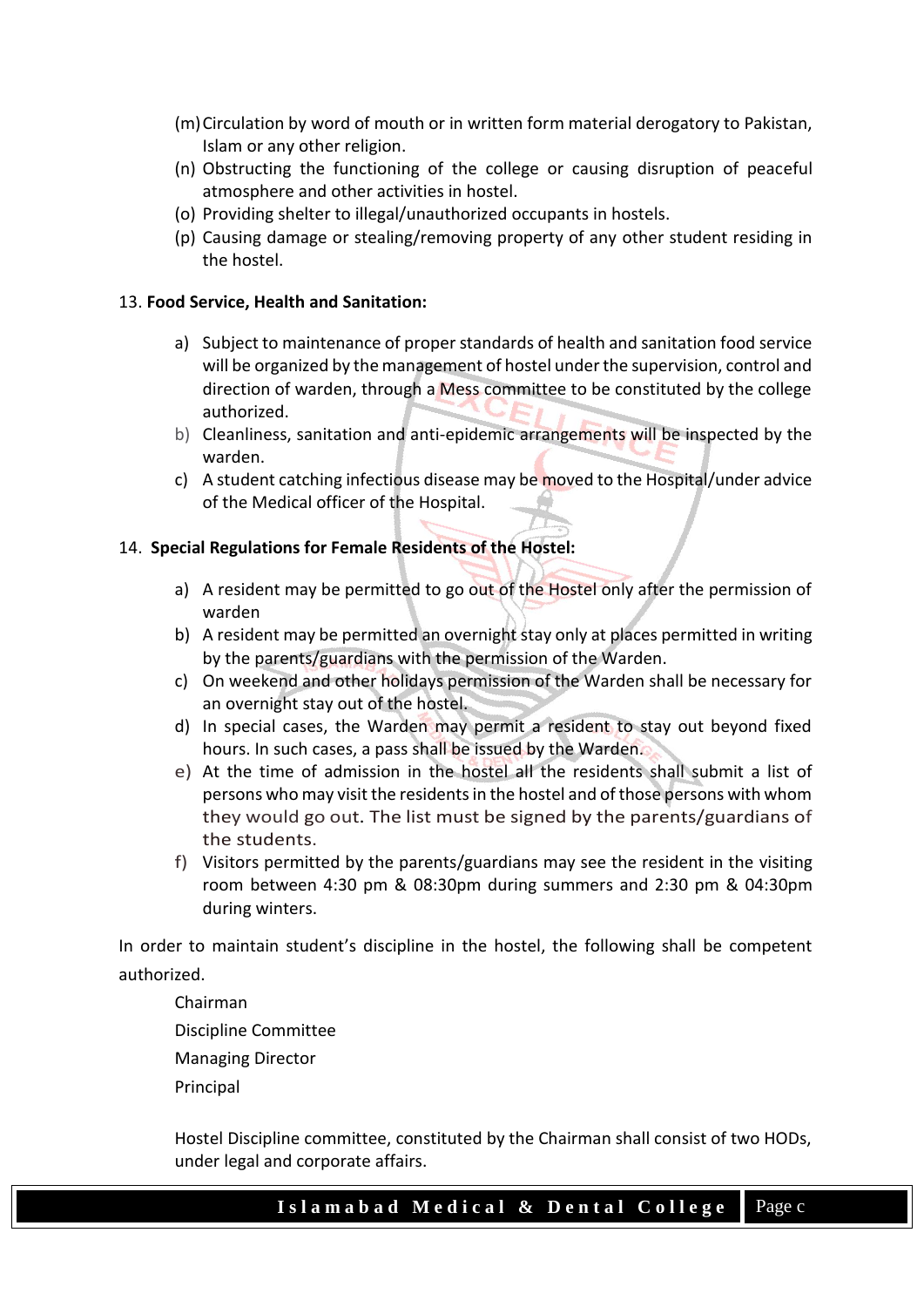(m) Circulation by word of mouth or in written form material derogatory to Pakistan, Islam or any other religion.
(n) Obstructing the functioning of the college or causing disruption of peaceful atmosphere and other activities in hostel.
(o) Providing shelter to illegal/unauthorized occupants in hostels.
(p) Causing damage or stealing/removing property of any other student residing in the hostel.

13. **Food Service, Health and Sanitation:**

a) Subject to maintenance of proper standards of health and sanitation food service will be organized by the management of hostel under the supervision, control and direction of warden, through a Mess committee to be constituted by the college authorized.
b) Cleanliness, sanitation and anti-epidemic arrangements will be inspected by the warden.
c) A student catching infectious disease may be moved to the Hospital/under advice of the Medical officer of the Hospital.

14. **Special Regulations for Female Residents of the Hostel:**

a) A resident may be permitted to go out of the Hostel only after the permission of warden
b) A resident may be permitted an overnight stay only at places permitted in writing by the parents/guardians with the permission of the Warden.
c) On weekend and other holidays permission of the Warden shall be necessary for an overnight stay out of the hostel.
d) In special cases, the Warden may permit a resident to stay out beyond fixed hours. In such cases, a pass shall be issued by the Warden.
e) At the time of admission in the hostel all the residents shall submit a list of persons who may visit the residents in the hostel and of those persons with whom they would go out. The list must be signed by the parents/guardians of the students.
f) Visitors permitted by the parents/guardians may see the resident in the visiting room between 4:30 pm & 08:30pm during summers and 2:30 pm & 04:30pm during winters.

In order to maintain student's discipline in the hostel, the following shall be competent authorized.

Chairman
Discipline Committee
Managing Director
Principal

Hostel Discipline committee, constituted by the Chairman shall consist of two HODs, under legal and corporate affairs.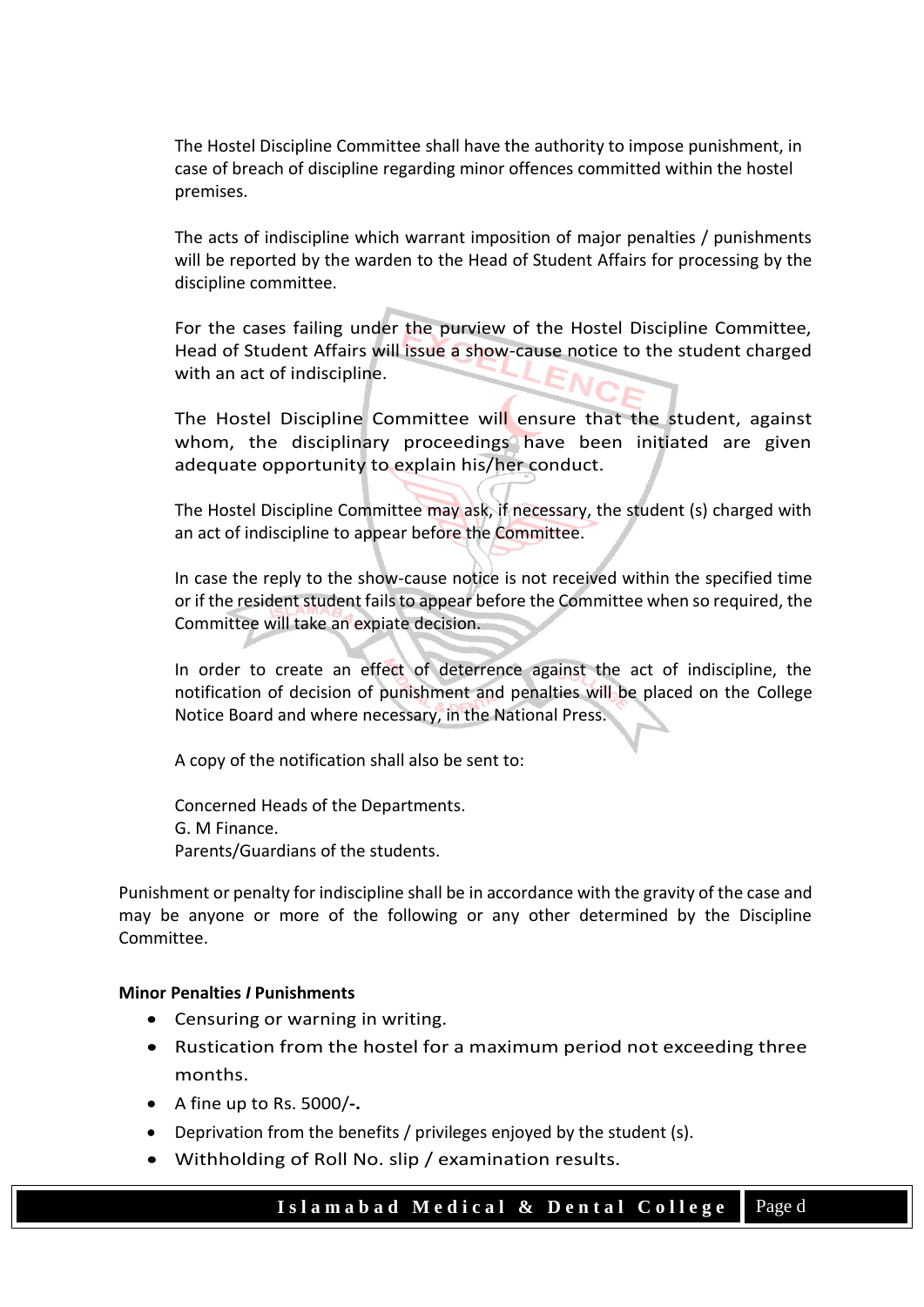The Hostel Discipline Committee shall have the authority to impose punishment, in case of breach of discipline regarding minor offences committed within the hostel premises.

The acts of indiscipline which warrant imposition of major penalties / punishments will be reported by the warden to the Head of Student Affairs for processing by the discipline committee.

For the cases failing under the purview of the Hostel Discipline Committee, Head of Student Affairs will issue a show-cause notice to the student charged with an act of indiscipline.

The Hostel Discipline Committee will ensure that the student, against whom, the disciplinary proceedings have been initiated are given adequate opportunity to explain his/her conduct.

The Hostel Discipline Committee may ask, if necessary, the student (s) charged with an act of indiscipline to appear before the Committee.

In case the reply to the show-cause notice is not received within the specified time or if the resident student fails to appear before the Committee when so required, the Committee will take an expiate decision.

In order to create an effect of deterrence against the act of indiscipline, the notification of decision of punishment and penalties will be placed on the College Notice Board and where necessary, in the National Press.

A copy of the notification shall also be sent to:

Concerned Heads of the Departments.
G. M Finance.
Parents/Guardians of the students.

Punishment or penalty for indiscipline shall be in accordance with the gravity of the case and may be anyone or more of the following or any other determined by the Discipline Committee.

**Minor Penalties / Punishments**

- Censuring or warning in writing.
- Rustication from the hostel for a maximum period not exceeding three months.
- A fine up to Rs. 5000/-**.**
- Deprivation from the benefits / privileges enjoyed by the student (s).
- Withholding of Roll No. slip / examination results.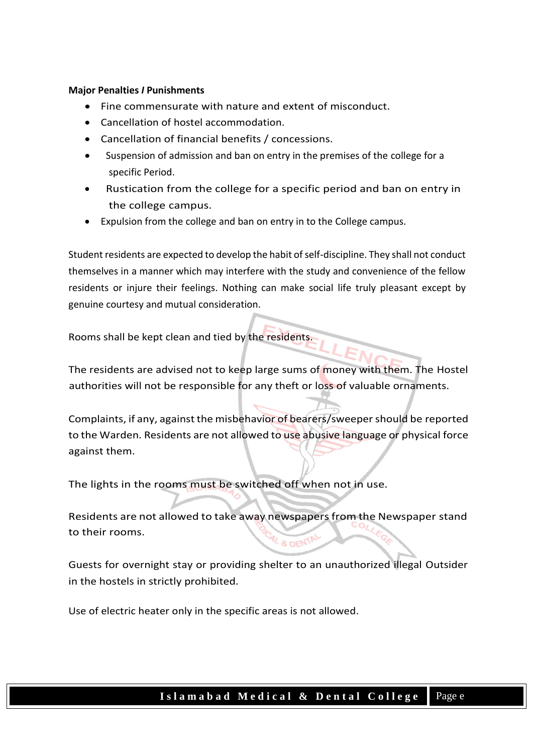**Major Penalties / Punishments**

- Fine commensurate with nature and extent of misconduct.
- Cancellation of hostel accommodation.
- Cancellation of financial benefits / concessions.
- Suspension of admission and ban on entry in the premises of the college for a specific Period.
- Rustication from the college for a specific period and ban on entry in the college campus.
- Expulsion from the college and ban on entry in to the College campus.

Student residents are expected to develop the habit of self-discipline. They shall not conduct themselves in a manner which may interfere with the study and convenience of the fellow residents or injure their feelings. Nothing can make social life truly pleasant except by genuine courtesy and mutual consideration.

Rooms shall be kept clean and tied by the residents.

The residents are advised not to keep large sums of money with them. The Hostel authorities will not be responsible for any theft or loss of valuable ornaments.

Complaints, if any, against the misbehavior of bearers/sweeper should be reported to the Warden. Residents are not allowed to use abusive language or physical force against them.

The lights in the rooms must be switched off when not in use.

Residents are not allowed to take away newspapers from the Newspaper stand to their rooms.

Guests for overnight stay or providing shelter to an unauthorized illegal Outsider in the hostels in strictly prohibited.

Use of electric heater only in the specific areas is not allowed.